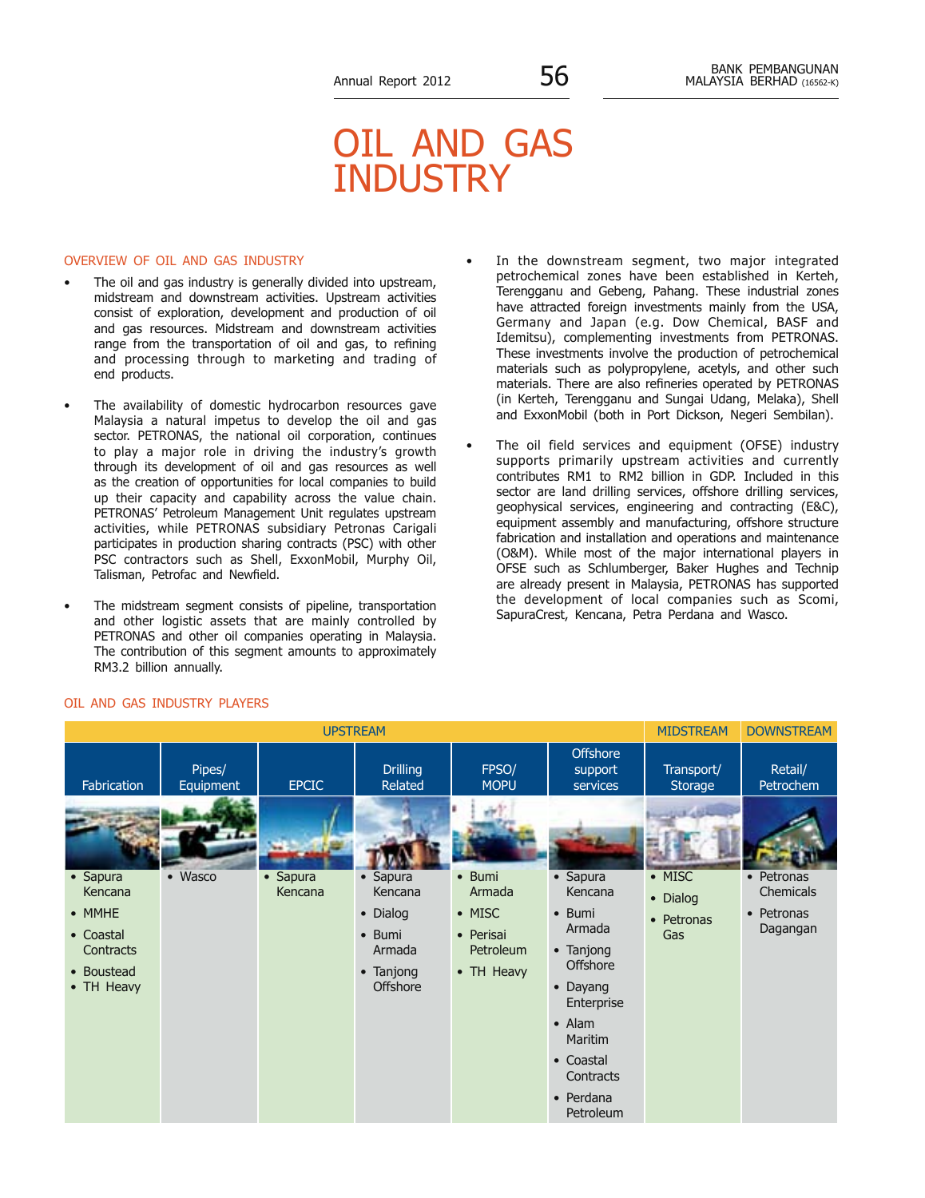# OIL AND GAS INDUSTRY

## OVERVIEW OF OIL AND GAS INDUSTRY

- The oil and gas industry is generally divided into upstream, midstream and downstream activities. Upstream activities consist of exploration, development and production of oil and gas resources. Midstream and downstream activities range from the transportation of oil and gas, to refining and processing through to marketing and trading of end products.

- The availability of domestic hydrocarbon resources gave Malaysia a natural impetus to develop the oil and gas sector. PETRONAS, the national oil corporation, continues to play a major role in driving the industry's growth through its development of oil and gas resources as well as the creation of opportunities for local companies to build up their capacity and capability across the value chain. PETRONAS' Petroleum Management Unit regulates upstream activities, while PETRONAS subsidiary Petronas Carigali participates in production sharing contracts (PSC) with other PSC contractors such as Shell, ExxonMobil, Murphy Oil, Talisman, Petrofac and Newfield.

- The midstream segment consists of pipeline, transportation and other logistic assets that are mainly controlled by PETRONAS and other oil companies operating in Malaysia. The contribution of this segment amounts to approximately RM3.2 billion annually.

- In the downstream segment, two major integrated petrochemical zones have been established in Kerteh, Terengganu and Gebeng, Pahang. These industrial zones have attracted foreign investments mainly from the USA, Germany and Japan (e.g. Dow Chemical, BASF and Idemitsu), complementing investments from PETRONAS. These investments involve the production of petrochemical materials such as polypropylene, acetyls, and other such materials. There are also refineries operated by PETRONAS (in Kerteh, Terengganu and Sungai Udang, Melaka), Shell and ExxonMobil (both in Port Dickson, Negeri Sembilan).

- The oil field services and equipment (OFSE) industry supports primarily upstream activities and currently contributes RM1 to RM2 billion in GDP. Included in this sector are land drilling services, offshore drilling services, geophysical services, engineering and contracting (E&C), equipment assembly and manufacturing, offshore structure fabrication and installation and operations and maintenance (O&M). While most of the major international players in OFSE such as Schlumberger, Baker Hughes and Technip are already present in Malaysia, PETRONAS has supported the development of local companies such as Scomi, SapuraCrest, Kencana, Petra Perdana and Wasco.

## OIL AND GAS INDUSTRY PLAYERS

| UPSTREAM | | | | | | MIDSTREAM | DOWNSTREAM |
|---|---|---|---|---|---|---|---|
| Fabrication | Pipes/ Equipment | EPCIC | Drilling Related | FPSO/ MOPU | Offshore support services | Transport/ Storage | Retail/ Petrochem |
| • Sapura Kencana<br>• MMHE<br>• Coastal Contracts<br>• Boustead<br>• TH Heavy | • Wasco | • Sapura Kencana | • Sapura Kencana<br>• Dialog<br>• Bumi Armada<br>• Tanjong Offshore | • Bumi Armada<br>• MISC<br>• Perisai Petroleum<br>• TH Heavy | • Sapura Kencana<br>• Bumi Armada<br>• Tanjong Offshore<br>• Dayang Enterprise<br>• Alam Maritim<br>• Coastal Contracts<br>• Perdana Petroleum | • MISC<br>• Dialog<br>• Petronas Gas | • Petronas Chemicals<br>• Petronas Dagangan |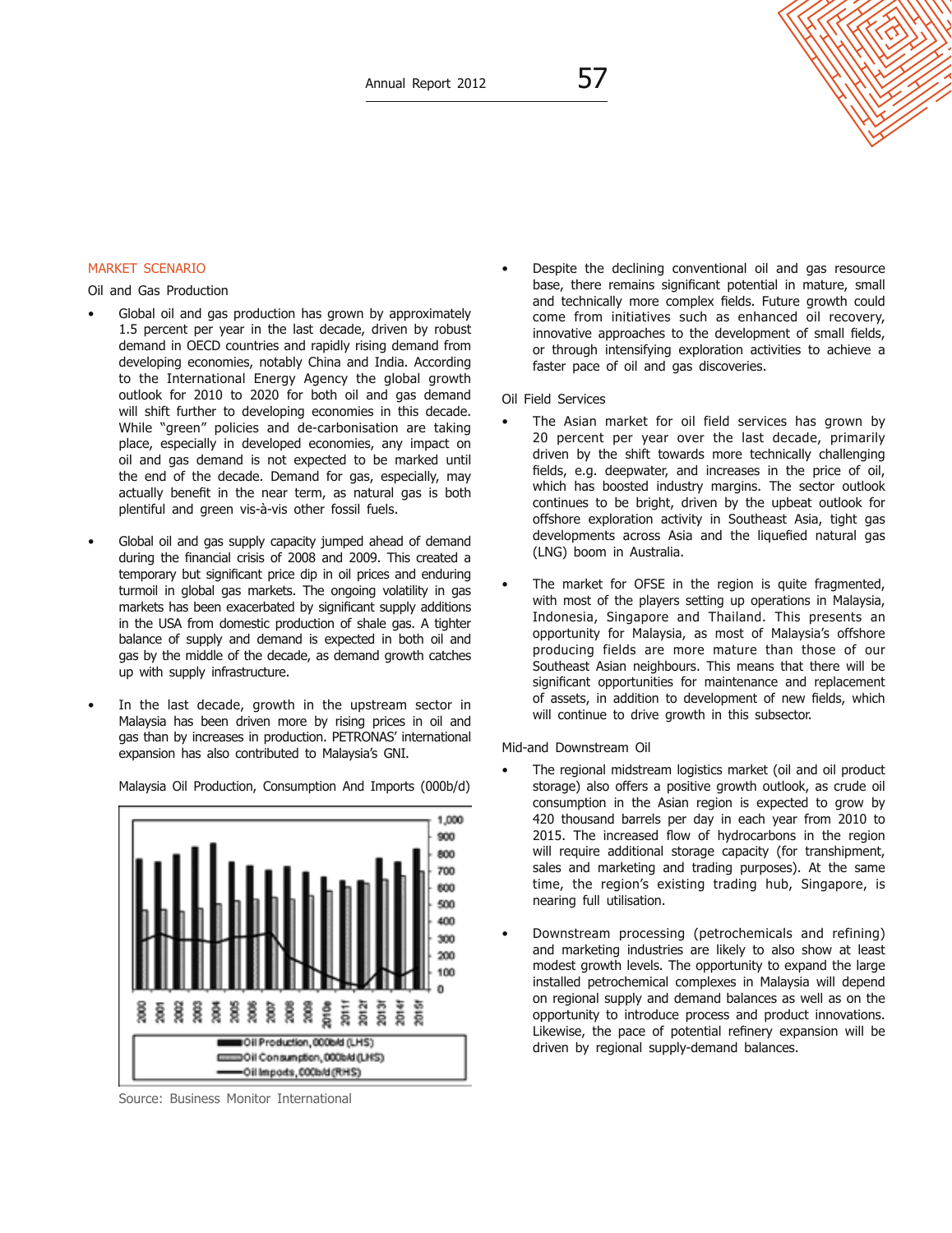## MARKET SCENARIO

### Oil and Gas Production

- Global oil and gas production has grown by approximately 1.5 percent per year in the last decade, driven by robust demand in OECD countries and rapidly rising demand from developing economies, notably China and India. According to the International Energy Agency the global growth outlook for 2010 to 2020 for both oil and gas demand will shift further to developing economies in this decade. While "green" policies and de-carbonisation are taking place, especially in developed economies, any impact on oil and gas demand is not expected to be marked until the end of the decade. Demand for gas, especially, may actually benefit in the near term, as natural gas is both plentiful and green vis-à-vis other fossil fuels.

- Global oil and gas supply capacity jumped ahead of demand during the financial crisis of 2008 and 2009. This created a temporary but significant price dip in oil prices and enduring turmoil in global gas markets. The ongoing volatility in gas markets has been exacerbated by significant supply additions in the USA from domestic production of shale gas. A tighter balance of supply and demand is expected in both oil and gas by the middle of the decade, as demand growth catches up with supply infrastructure.

- In the last decade, growth in the upstream sector in Malaysia has been driven more by rising prices in oil and gas than by increases in production. PETRONAS' international expansion has also contributed to Malaysia's GNI.

Malaysia Oil Production, Consumption And Imports (000b/d)

Source: Business Monitor International

- Despite the declining conventional oil and gas resource base, there remains significant potential in mature, small and technically more complex fields. Future growth could come from initiatives such as enhanced oil recovery, innovative approaches to the development of small fields, or through intensifying exploration activities to achieve a faster pace of oil and gas discoveries.

### Oil Field Services

- The Asian market for oil field services has grown by 20 percent per year over the last decade, primarily driven by the shift towards more technically challenging fields, e.g. deepwater, and increases in the price of oil, which has boosted industry margins. The sector outlook continues to be bright, driven by the upbeat outlook for offshore exploration activity in Southeast Asia, tight gas developments across Asia and the liquefied natural gas (LNG) boom in Australia.

- The market for OFSE in the region is quite fragmented, with most of the players setting up operations in Malaysia, Indonesia, Singapore and Thailand. This presents an opportunity for Malaysia, as most of Malaysia's offshore producing fields are more mature than those of our Southeast Asian neighbours. This means that there will be significant opportunities for maintenance and replacement of assets, in addition to development of new fields, which will continue to drive growth in this subsector.

### Mid-and Downstream Oil

- The regional midstream logistics market (oil and oil product storage) also offers a positive growth outlook, as crude oil consumption in the Asian region is expected to grow by 420 thousand barrels per day in each year from 2010 to 2015. The increased flow of hydrocarbons in the region will require additional storage capacity (for transhipment, sales and marketing and trading purposes). At the same time, the region's existing trading hub, Singapore, is nearing full utilisation.

- Downstream processing (petrochemicals and refining) and marketing industries are likely to also show at least modest growth levels. The opportunity to expand the large installed petrochemical complexes in Malaysia will depend on regional supply and demand balances as well as on the opportunity to introduce process and product innovations. Likewise, the pace of potential refinery expansion will be driven by regional supply-demand balances.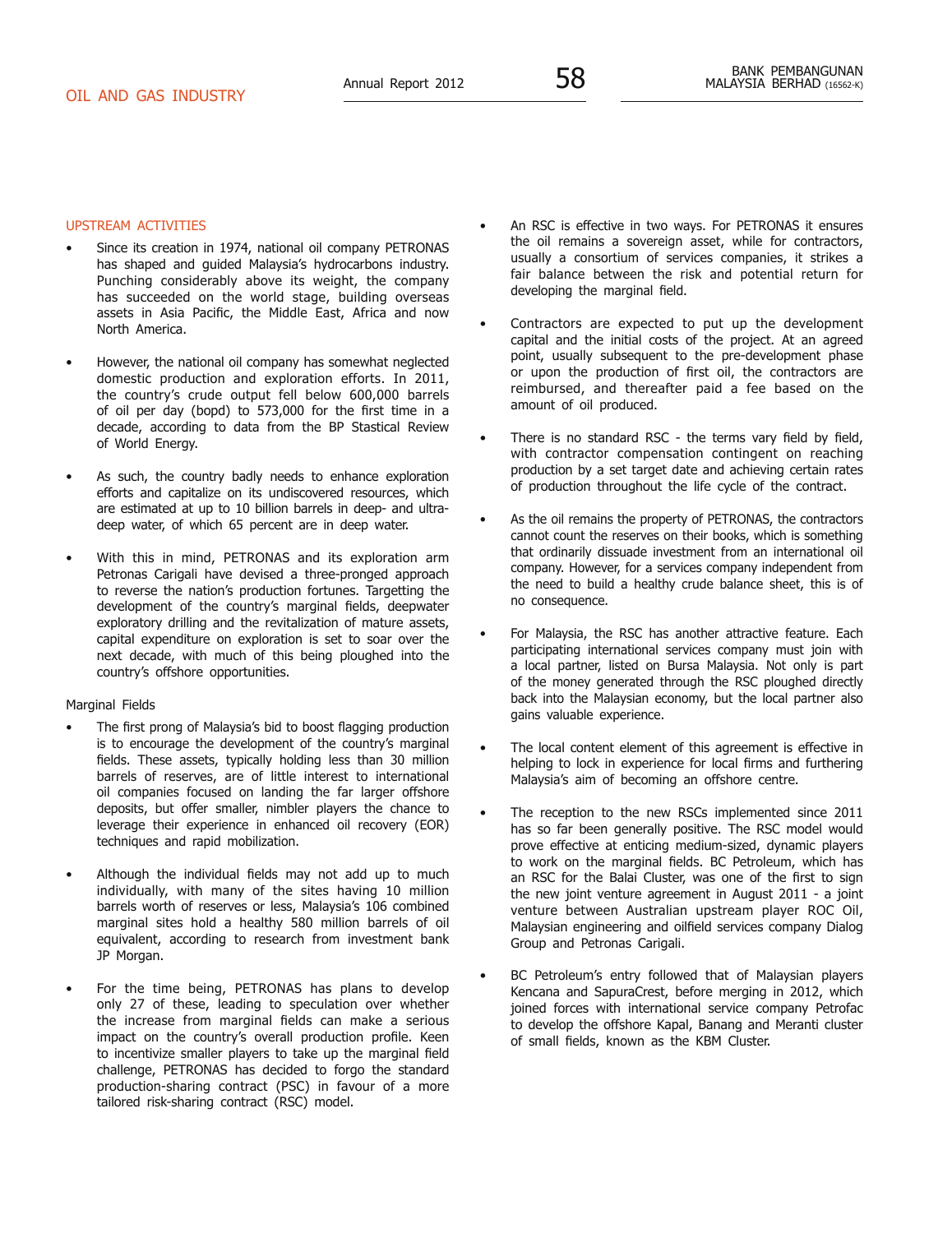## OIL AND GAS INDUSTRY

### UPSTREAM ACTIVITIES

- Since its creation in 1974, national oil company PETRONAS has shaped and guided Malaysia's hydrocarbons industry. Punching considerably above its weight, the company has succeeded on the world stage, building overseas assets in Asia Pacific, the Middle East, Africa and now North America.

- However, the national oil company has somewhat neglected domestic production and exploration efforts. In 2011, the country's crude output fell below 600,000 barrels of oil per day (bopd) to 573,000 for the first time in a decade, according to data from the BP Stastical Review of World Energy.

- As such, the country badly needs to enhance exploration efforts and capitalize on its undiscovered resources, which are estimated at up to 10 billion barrels in deep- and ultra-deep water, of which 65 percent are in deep water.

- With this in mind, PETRONAS and its exploration arm Petronas Carigali have devised a three-pronged approach to reverse the nation's production fortunes. Targetting the development of the country's marginal fields, deepwater exploratory drilling and the revitalization of mature assets, capital expenditure on exploration is set to soar over the next decade, with much of this being ploughed into the country's offshore opportunities.

Marginal Fields

- The first prong of Malaysia's bid to boost flagging production is to encourage the development of the country's marginal fields. These assets, typically holding less than 30 million barrels of reserves, are of little interest to international oil companies focused on landing the far larger offshore deposits, but offer smaller, nimbler players the chance to leverage their experience in enhanced oil recovery (EOR) techniques and rapid mobilization.

- Although the individual fields may not add up to much individually, with many of the sites having 10 million barrels worth of reserves or less, Malaysia's 106 combined marginal sites hold a healthy 580 million barrels of oil equivalent, according to research from investment bank JP Morgan.

- For the time being, PETRONAS has plans to develop only 27 of these, leading to speculation over whether the increase from marginal fields can make a serious impact on the country's overall production profile. Keen to incentivize smaller players to take up the marginal field challenge, PETRONAS has decided to forgo the standard production-sharing contract (PSC) in favour of a more tailored risk-sharing contract (RSC) model.

- An RSC is effective in two ways. For PETRONAS it ensures the oil remains a sovereign asset, while for contractors, usually a consortium of services companies, it strikes a fair balance between the risk and potential return for developing the marginal field.

- Contractors are expected to put up the development capital and the initial costs of the project. At an agreed point, usually subsequent to the pre-development phase or upon the production of first oil, the contractors are reimbursed, and thereafter paid a fee based on the amount of oil produced.

- There is no standard RSC - the terms vary field by field, with contractor compensation contingent on reaching production by a set target date and achieving certain rates of production throughout the life cycle of the contract.

- As the oil remains the property of PETRONAS, the contractors cannot count the reserves on their books, which is something that ordinarily dissuade investment from an international oil company. However, for a services company independent from the need to build a healthy crude balance sheet, this is of no consequence.

- For Malaysia, the RSC has another attractive feature. Each participating international services company must join with a local partner, listed on Bursa Malaysia. Not only is part of the money generated through the RSC ploughed directly back into the Malaysian economy, but the local partner also gains valuable experience.

- The local content element of this agreement is effective in helping to lock in experience for local firms and furthering Malaysia's aim of becoming an offshore centre.

- The reception to the new RSCs implemented since 2011 has so far been generally positive. The RSC model would prove effective at enticing medium-sized, dynamic players to work on the marginal fields. BC Petroleum, which has an RSC for the Balai Cluster, was one of the first to sign the new joint venture agreement in August 2011 - a joint venture between Australian upstream player ROC Oil, Malaysian engineering and oilfield services company Dialog Group and Petronas Carigali.

- BC Petroleum's entry followed that of Malaysian players Kencana and SapuraCrest, before merging in 2012, which joined forces with international service company Petrofac to develop the offshore Kapal, Banang and Meranti cluster of small fields, known as the KBM Cluster.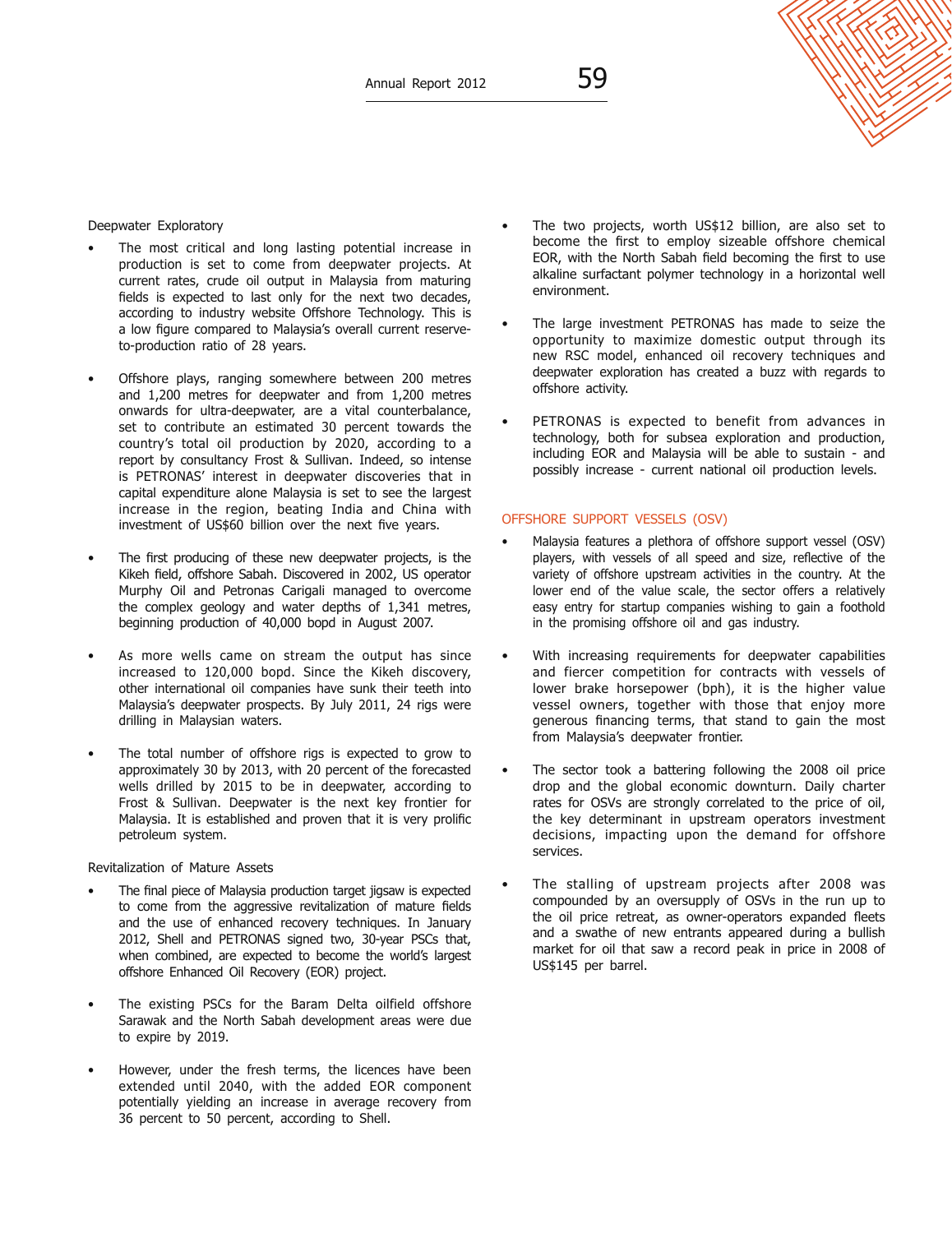### Deepwater Exploratory

- The most critical and long lasting potential increase in production is set to come from deepwater projects. At current rates, crude oil output in Malaysia from maturing fields is expected to last only for the next two decades, according to industry website Offshore Technology. This is a low figure compared to Malaysia's overall current reserve-to-production ratio of 28 years.

- Offshore plays, ranging somewhere between 200 metres and 1,200 metres for deepwater and from 1,200 metres onwards for ultra-deepwater, are a vital counterbalance, set to contribute an estimated 30 percent towards the country's total oil production by 2020, according to a report by consultancy Frost & Sullivan. Indeed, so intense is PETRONAS' interest in deepwater discoveries that in capital expenditure alone Malaysia is set to see the largest increase in the region, beating India and China with investment of US$60 billion over the next five years.

- The first producing of these new deepwater projects, is the Kikeh field, offshore Sabah. Discovered in 2002, US operator Murphy Oil and Petronas Carigali managed to overcome the complex geology and water depths of 1,341 metres, beginning production of 40,000 bopd in August 2007.

- As more wells came on stream the output has since increased to 120,000 bopd. Since the Kikeh discovery, other international oil companies have sunk their teeth into Malaysia's deepwater prospects. By July 2011, 24 rigs were drilling in Malaysian waters.

- The total number of offshore rigs is expected to grow to approximately 30 by 2013, with 20 percent of the forecasted wells drilled by 2015 to be in deepwater, according to Frost & Sullivan. Deepwater is the next key frontier for Malaysia. It is established and proven that it is very prolific petroleum system.

### Revitalization of Mature Assets

- The final piece of Malaysia production target jigsaw is expected to come from the aggressive revitalization of mature fields and the use of enhanced recovery techniques. In January 2012, Shell and PETRONAS signed two, 30-year PSCs that, when combined, are expected to become the world's largest offshore Enhanced Oil Recovery (EOR) project.

- The existing PSCs for the Baram Delta oilfield offshore Sarawak and the North Sabah development areas were due to expire by 2019.

- However, under the fresh terms, the licences have been extended until 2040, with the added EOR component potentially yielding an increase in average recovery from 36 percent to 50 percent, according to Shell.

- The two projects, worth US$12 billion, are also set to become the first to employ sizeable offshore chemical EOR, with the North Sabah field becoming the first to use alkaline surfactant polymer technology in a horizontal well environment.

- The large investment PETRONAS has made to seize the opportunity to maximize domestic output through its new RSC model, enhanced oil recovery techniques and deepwater exploration has created a buzz with regards to offshore activity.

- PETRONAS is expected to benefit from advances in technology, both for subsea exploration and production, including EOR and Malaysia will be able to sustain - and possibly increase - current national oil production levels.

## OFFSHORE SUPPORT VESSELS (OSV)

- Malaysia features a plethora of offshore support vessel (OSV) players, with vessels of all speed and size, reflective of the variety of offshore upstream activities in the country. At the lower end of the value scale, the sector offers a relatively easy entry for startup companies wishing to gain a foothold in the promising offshore oil and gas industry.

- With increasing requirements for deepwater capabilities and fiercer competition for contracts with vessels of lower brake horsepower (bph), it is the higher value vessel owners, together with those that enjoy more generous financing terms, that stand to gain the most from Malaysia's deepwater frontier.

- The sector took a battering following the 2008 oil price drop and the global economic downturn. Daily charter rates for OSVs are strongly correlated to the price of oil, the key determinant in upstream operators investment decisions, impacting upon the demand for offshore services.

- The stalling of upstream projects after 2008 was compounded by an oversupply of OSVs in the run up to the oil price retreat, as owner-operators expanded fleets and a swathe of new entrants appeared during a bullish market for oil that saw a record peak in price in 2008 of US$145 per barrel.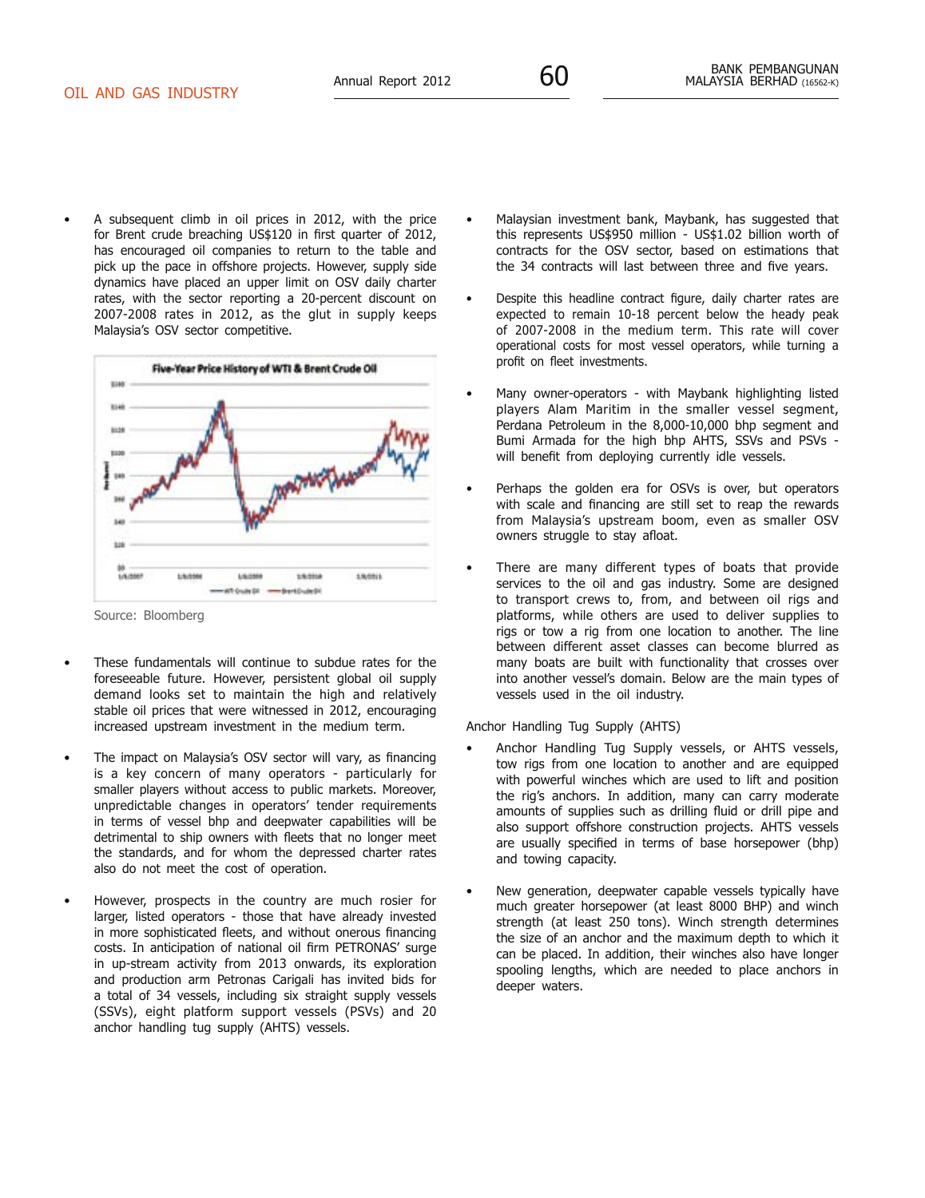- A subsequent climb in oil prices in 2012, with the price for Brent crude breaching US$120 in first quarter of 2012, has encouraged oil companies to return to the table and pick up the pace in offshore projects. However, supply side dynamics have placed an upper limit on OSV daily charter rates, with the sector reporting a 20-percent discount on 2007-2008 rates in 2012, as the glut in supply keeps Malaysia's OSV sector competitive.

Source: Bloomberg

- These fundamentals will continue to subdue rates for the foreseeable future. However, persistent global oil supply demand looks set to maintain the high and relatively stable oil prices that were witnessed in 2012, encouraging increased upstream investment in the medium term.

- The impact on Malaysia's OSV sector will vary, as financing is a key concern of many operators - particularly for smaller players without access to public markets. Moreover, unpredictable changes in operators' tender requirements in terms of vessel bhp and deepwater capabilities will be detrimental to ship owners with fleets that no longer meet the standards, and for whom the depressed charter rates also do not meet the cost of operation.

- However, prospects in the country are much rosier for larger, listed operators - those that have already invested in more sophisticated fleets, and without onerous financing costs. In anticipation of national oil firm PETRONAS' surge in up-stream activity from 2013 onwards, its exploration and production arm Petronas Carigali has invited bids for a total of 34 vessels, including six straight supply vessels (SSVs), eight platform support vessels (PSVs) and 20 anchor handling tug supply (AHTS) vessels.

- Malaysian investment bank, Maybank, has suggested that this represents US$950 million - US$1.02 billion worth of contracts for the OSV sector, based on estimations that the 34 contracts will last between three and five years.

- Despite this headline contract figure, daily charter rates are expected to remain 10-18 percent below the heady peak of 2007-2008 in the medium term. This rate will cover operational costs for most vessel operators, while turning a profit on fleet investments.

- Many owner-operators - with Maybank highlighting listed players Alam Maritim in the smaller vessel segment, Perdana Petroleum in the 8,000-10,000 bhp segment and Bumi Armada for the high bhp AHTS, SSVs and PSVs - will benefit from deploying currently idle vessels.

- Perhaps the golden era for OSVs is over, but operators with scale and financing are still set to reap the rewards from Malaysia's upstream boom, even as smaller OSV owners struggle to stay afloat.

- There are many different types of boats that provide services to the oil and gas industry. Some are designed to transport crews to, from, and between oil rigs and platforms, while others are used to deliver supplies to rigs or tow a rig from one location to another. The line between different asset classes can become blurred as many boats are built with functionality that crosses over into another vessel's domain. Below are the main types of vessels used in the oil industry.

Anchor Handling Tug Supply (AHTS)

- Anchor Handling Tug Supply vessels, or AHTS vessels, tow rigs from one location to another and are equipped with powerful winches which are used to lift and position the rig's anchors. In addition, many can carry moderate amounts of supplies such as drilling fluid or drill pipe and also support offshore construction projects. AHTS vessels are usually specified in terms of base horsepower (bhp) and towing capacity.

- New generation, deepwater capable vessels typically have much greater horsepower (at least 8000 BHP) and winch strength (at least 250 tons). Winch strength determines the size of an anchor and the maximum depth to which it can be placed. In addition, their winches also have longer spooling lengths, which are needed to place anchors in deeper waters.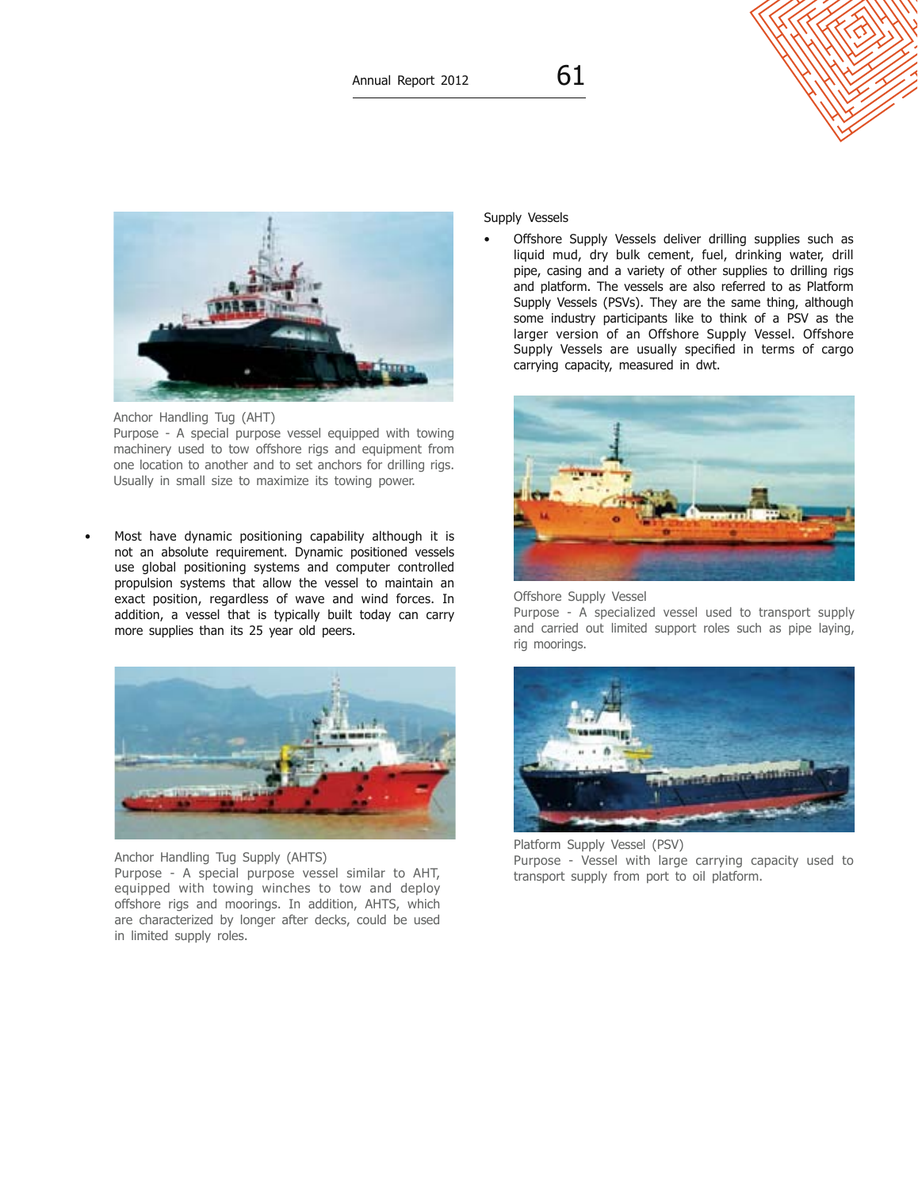Anchor Handling Tug (AHT)
Purpose - A special purpose vessel equipped with towing machinery used to tow offshore rigs and equipment from one location to another and to set anchors for drilling rigs. Usually in small size to maximize its towing power.

- Most have dynamic positioning capability although it is not an absolute requirement. Dynamic positioned vessels use global positioning systems and computer controlled propulsion systems that allow the vessel to maintain an exact position, regardless of wave and wind forces. In addition, a vessel that is typically built today can carry more supplies than its 25 year old peers.

Anchor Handling Tug Supply (AHTS)
Purpose - A special purpose vessel similar to AHT, equipped with towing winches to tow and deploy offshore rigs and moorings. In addition, AHTS, which are characterized by longer after decks, could be used in limited supply roles.

Supply Vessels

- Offshore Supply Vessels deliver drilling supplies such as liquid mud, dry bulk cement, fuel, drinking water, drill pipe, casing and a variety of other supplies to drilling rigs and platform. The vessels are also referred to as Platform Supply Vessels (PSVs). They are the same thing, although some industry participants like to think of a PSV as the larger version of an Offshore Supply Vessel. Offshore Supply Vessels are usually specified in terms of cargo carrying capacity, measured in dwt.

Offshore Supply Vessel
Purpose - A specialized vessel used to transport supply and carried out limited support roles such as pipe laying, rig moorings.

Platform Supply Vessel (PSV)
Purpose - Vessel with large carrying capacity used to transport supply from port to oil platform.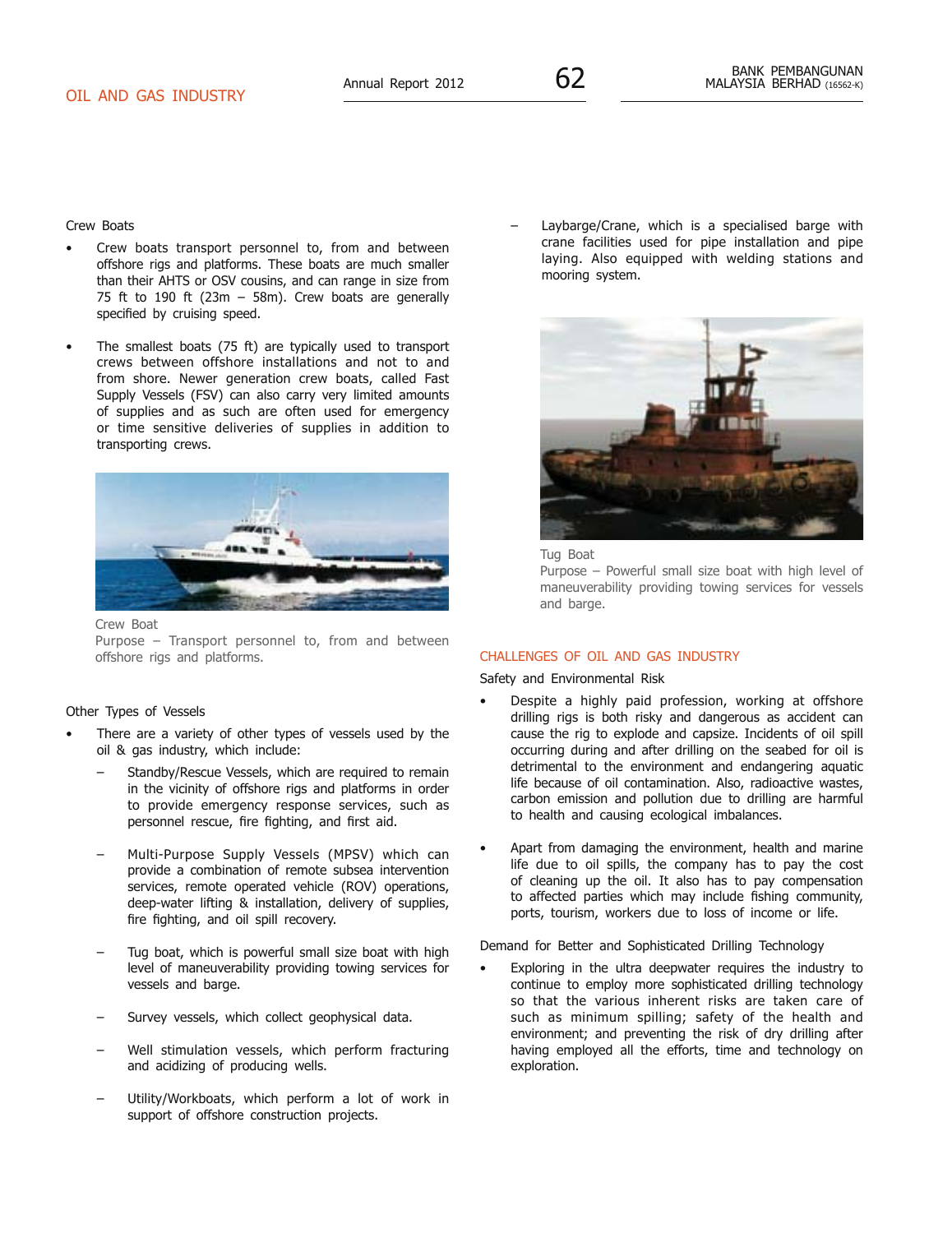Crew Boats

- Crew boats transport personnel to, from and between offshore rigs and platforms. These boats are much smaller than their AHTS or OSV cousins, and can range in size from 75 ft to 190 ft (23m – 58m). Crew boats are generally specified by cruising speed.

- The smallest boats (75 ft) are typically used to transport crews between offshore installations and not to and from shore. Newer generation crew boats, called Fast Supply Vessels (FSV) can also carry very limited amounts of supplies and as such are often used for emergency or time sensitive deliveries of supplies in addition to transporting crews.

Crew Boat
Purpose – Transport personnel to, from and between offshore rigs and platforms.

Other Types of Vessels

- There are a variety of other types of vessels used by the oil & gas industry, which include:
  - Standby/Rescue Vessels, which are required to remain in the vicinity of offshore rigs and platforms in order to provide emergency response services, such as personnel rescue, fire fighting, and first aid.
  - Multi-Purpose Supply Vessels (MPSV) which can provide a combination of remote subsea intervention services, remote operated vehicle (ROV) operations, deep-water lifting & installation, delivery of supplies, fire fighting, and oil spill recovery.
  - Tug boat, which is powerful small size boat with high level of maneuverability providing towing services for vessels and barge.
  - Survey vessels, which collect geophysical data.
  - Well stimulation vessels, which perform fracturing and acidizing of producing wells.
  - Utility/Workboats, which perform a lot of work in support of offshore construction projects.
  - Laybarge/Crane, which is a specialised barge with crane facilities used for pipe installation and pipe laying. Also equipped with welding stations and mooring system.

Tug Boat
Purpose – Powerful small size boat with high level of maneuverability providing towing services for vessels and barge.

## CHALLENGES OF OIL AND GAS INDUSTRY

Safety and Environmental Risk

- Despite a highly paid profession, working at offshore drilling rigs is both risky and dangerous as accident can cause the rig to explode and capsize. Incidents of oil spill occurring during and after drilling on the seabed for oil is detrimental to the environment and endangering aquatic life because of oil contamination. Also, radioactive wastes, carbon emission and pollution due to drilling are harmful to health and causing ecological imbalances.

- Apart from damaging the environment, health and marine life due to oil spills, the company has to pay the cost of cleaning up the oil. It also has to pay compensation to affected parties which may include fishing community, ports, tourism, workers due to loss of income or life.

Demand for Better and Sophisticated Drilling Technology

- Exploring in the ultra deepwater requires the industry to continue to employ more sophisticated drilling technology so that the various inherent risks are taken care of such as minimum spilling; safety of the health and environment; and preventing the risk of dry drilling after having employed all the efforts, time and technology on exploration.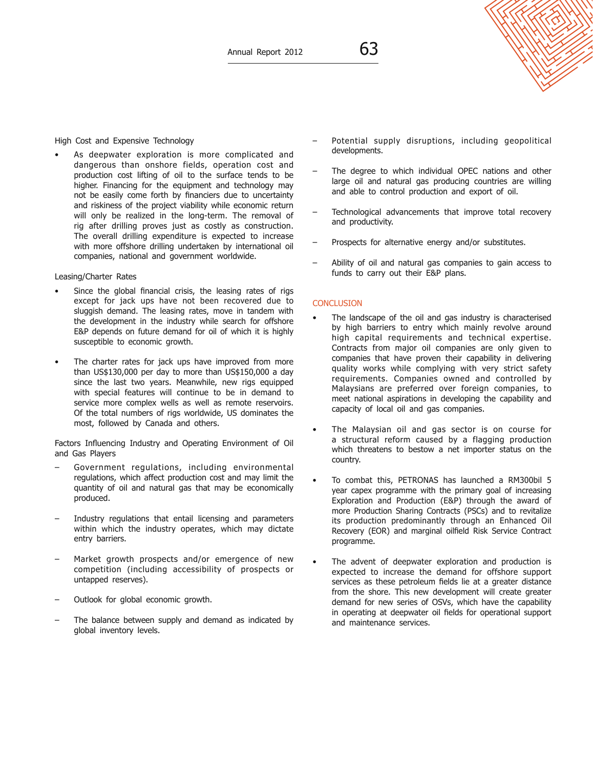High Cost and Expensive Technology

- As deepwater exploration is more complicated and dangerous than onshore fields, operation cost and production cost lifting of oil to the surface tends to be higher. Financing for the equipment and technology may not be easily come forth by financiers due to uncertainty and riskiness of the project viability while economic return will only be realized in the long-term. The removal of rig after drilling proves just as costly as construction. The overall drilling expenditure is expected to increase with more offshore drilling undertaken by international oil companies, national and government worldwide.

Leasing/Charter Rates

- Since the global financial crisis, the leasing rates of rigs except for jack ups have not been recovered due to sluggish demand. The leasing rates, move in tandem with the development in the industry while search for offshore E&P depends on future demand for oil of which it is highly susceptible to economic growth.

- The charter rates for jack ups have improved from more than US$130,000 per day to more than US$150,000 a day since the last two years. Meanwhile, new rigs equipped with special features will continue to be in demand to service more complex wells as well as remote reservoirs. Of the total numbers of rigs worldwide, US dominates the most, followed by Canada and others.

Factors Influencing Industry and Operating Environment of Oil and Gas Players

- Government regulations, including environmental regulations, which affect production cost and may limit the quantity of oil and natural gas that may be economically produced.

- Industry regulations that entail licensing and parameters within which the industry operates, which may dictate entry barriers.

- Market growth prospects and/or emergence of new competition (including accessibility of prospects or untapped reserves).

- Outlook for global economic growth.

- The balance between supply and demand as indicated by global inventory levels.

- Potential supply disruptions, including geopolitical developments.

- The degree to which individual OPEC nations and other large oil and natural gas producing countries are willing and able to control production and export of oil.

- Technological advancements that improve total recovery and productivity.

- Prospects for alternative energy and/or substitutes.

- Ability of oil and natural gas companies to gain access to funds to carry out their E&P plans.

## CONCLUSION

- The landscape of the oil and gas industry is characterised by high barriers to entry which mainly revolve around high capital requirements and technical expertise. Contracts from major oil companies are only given to companies that have proven their capability in delivering quality works while complying with very strict safety requirements. Companies owned and controlled by Malaysians are preferred over foreign companies, to meet national aspirations in developing the capability and capacity of local oil and gas companies.

- The Malaysian oil and gas sector is on course for a structural reform caused by a flagging production which threatens to bestow a net importer status on the country.

- To combat this, PETRONAS has launched a RM300bil 5 year capex programme with the primary goal of increasing Exploration and Production (E&P) through the award of more Production Sharing Contracts (PSCs) and to revitalize its production predominantly through an Enhanced Oil Recovery (EOR) and marginal oilfield Risk Service Contract programme.

- The advent of deepwater exploration and production is expected to increase the demand for offshore support services as these petroleum fields lie at a greater distance from the shore. This new development will create greater demand for new series of OSVs, which have the capability in operating at deepwater oil fields for operational support and maintenance services.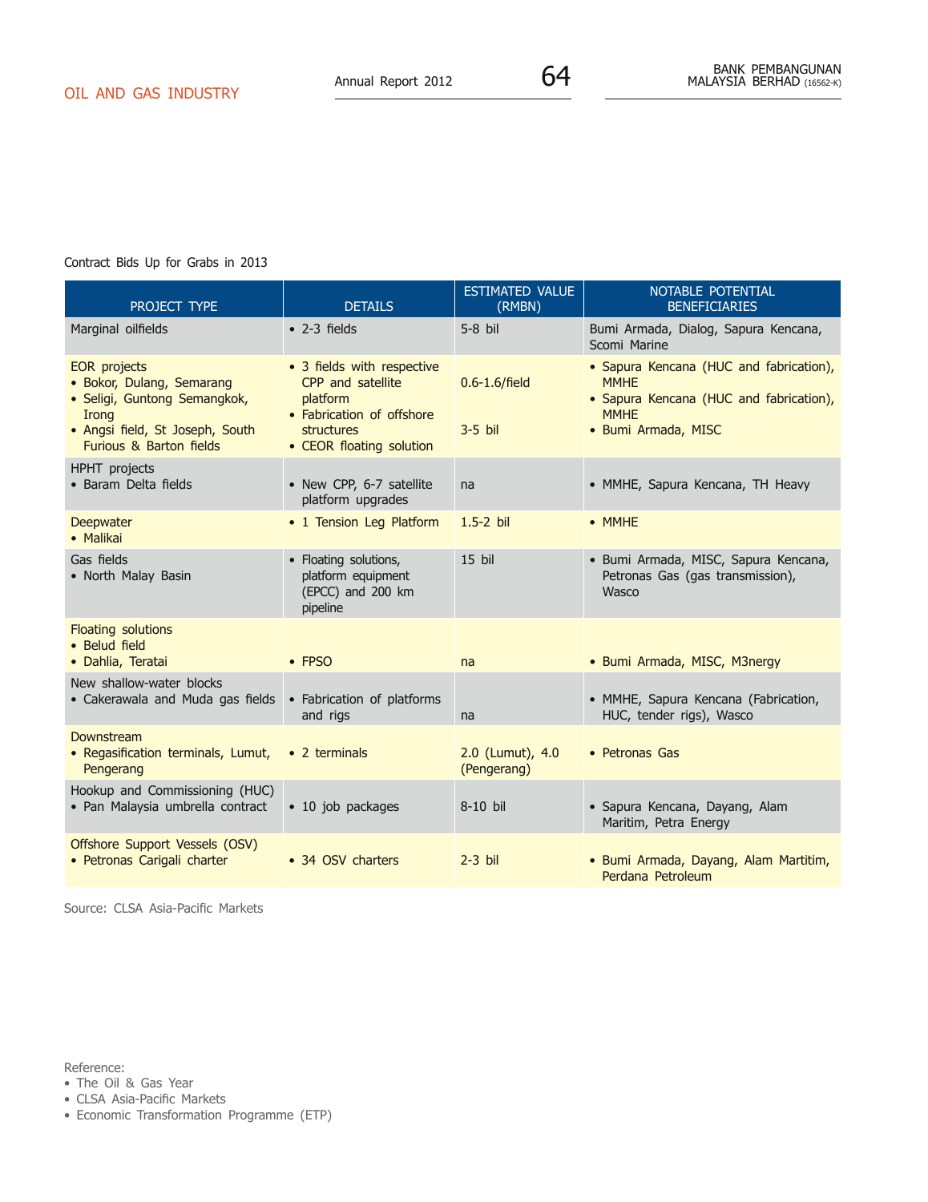Contract Bids Up for Grabs in 2013

| PROJECT TYPE | DETAILS | ESTIMATED VALUE (RMBN) | NOTABLE POTENTIAL BENEFICIARIES |
|---|---|---|---|
| Marginal oilfields | • 2-3 fields | 5-8 bil | Bumi Armada, Dialog, Sapura Kencana, Scomi Marine |
| EOR projects<br>• Bokor, Dulang, Semarang<br>• Seligi, Guntong Semangkok, Irong<br>• Angsi field, St Joseph, South Furious & Barton fields | • 3 fields with respective CPP and satellite platform<br>• Fabrication of offshore structures<br>• CEOR floating solution | 0.6-1.6/field<br><br>3-5 bil | • Sapura Kencana (HUC and fabrication), MMHE<br>• Sapura Kencana (HUC and fabrication), MMHE<br>• Bumi Armada, MISC |
| HPHT projects<br>• Baram Delta fields | • New CPP, 6-7 satellite platform upgrades | na | • MMHE, Sapura Kencana, TH Heavy |
| Deepwater<br>• Malikai | • 1 Tension Leg Platform | 1.5-2 bil | • MMHE |
| Gas fields<br>• North Malay Basin | • Floating solutions, platform equipment (EPCC) and 200 km pipeline | 15 bil | • Bumi Armada, MISC, Sapura Kencana, Petronas Gas (gas transmission), Wasco |
| Floating solutions<br>• Belud field<br>• Dahlia, Teratai | • FPSO | na | • Bumi Armada, MISC, M3nergy |
| New shallow-water blocks<br>• Cakerawala and Muda gas fields | • Fabrication of platforms and rigs | na | • MMHE, Sapura Kencana (Fabrication, HUC, tender rigs), Wasco |
| Downstream<br>• Regasification terminals, Lumut, Pengerang | • 2 terminals | 2.0 (Lumut), 4.0 (Pengerang) | • Petronas Gas |
| Hookup and Commissioning (HUC)<br>• Pan Malaysia umbrella contract | • 10 job packages | 8-10 bil | • Sapura Kencana, Dayang, Alam Maritim, Petra Energy |
| Offshore Support Vessels (OSV)<br>• Petronas Carigali charter | • 34 OSV charters | 2-3 bil | • Bumi Armada, Dayang, Alam Martitim, Perdana Petroleum |

Source: CLSA Asia-Pacific Markets

Reference:
- The Oil & Gas Year
- CLSA Asia-Pacific Markets
- Economic Transformation Programme (ETP)